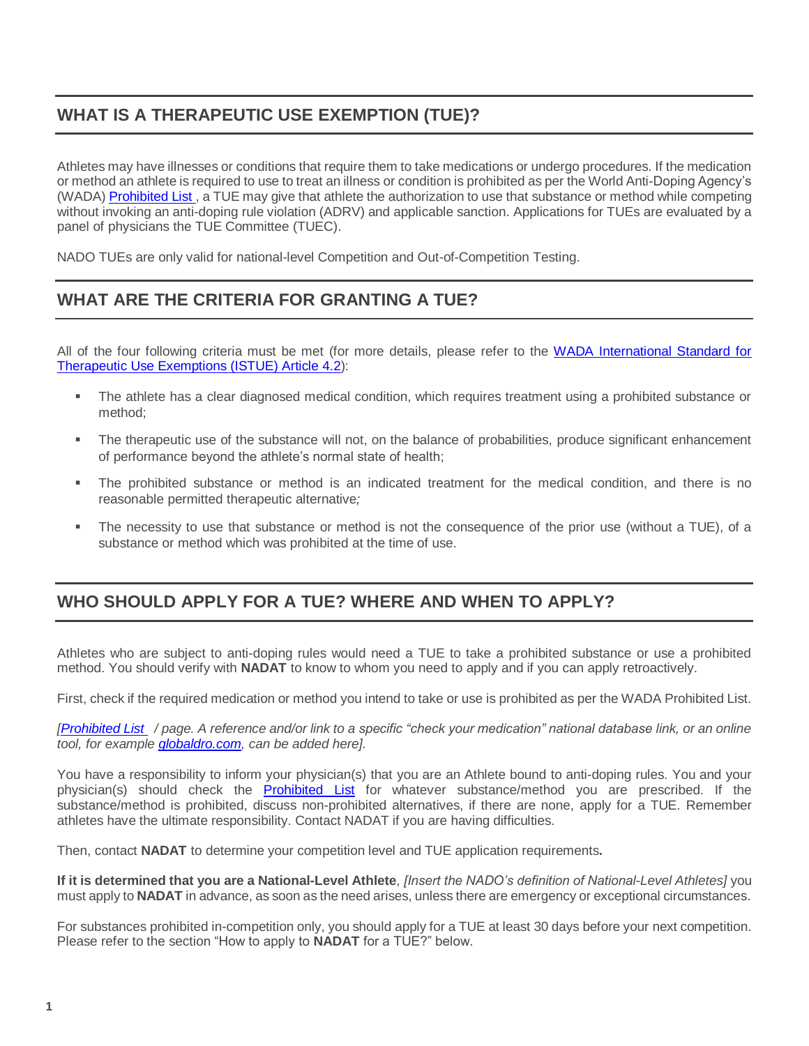## WHAT IS A THERAPEUTIC USE EXEMPTION (TUE)?

Athletes may have illnesses or conditions that require them to take medications or undergo procedures. If the medication or method an athlete is required to use to treat an illness or condition is prohibited as per the World Anti-Doping Agency's (WADA) [Prohibited List](), a TUE may give that athlete the authorization to use that substance or method while competing without invoking an anti-doping rule violation (ADRV) and applicable sanction. Applications for TUEs are evaluated by a panel of physicians the TUE Committee (TUEC).

NADO TUEs are only valid for national-level Competition and Out-of-Competition Testing.

## WHAT ARE THE CRITERIA FOR GRANTING A TUE?

All of the four following criteria must be met (for more details, please refer to the [WADA International Standard for Therapeutic Use Exemptions (ISTUE) Article 4.2]()):

- The athlete has a clear diagnosed medical condition, which requires treatment using a prohibited substance or method;
- The therapeutic use of the substance will not, on the balance of probabilities, produce significant enhancement of performance beyond the athlete's normal state of health;
- The prohibited substance or method is an indicated treatment for the medical condition, and there is no reasonable permitted therapeutic alternative;
- The necessity to use that substance or method is not the consequence of the prior use (without a TUE), of a substance or method which was prohibited at the time of use.

## WHO SHOULD APPLY FOR A TUE? WHERE AND WHEN TO APPLY?

Athletes who are subject to anti-doping rules would need a TUE to take a prohibited substance or use a prohibited method. You should verify with **NADAT** to know to whom you need to apply and if you can apply retroactively.

First, check if the required medication or method you intend to take or use is prohibited as per the WADA Prohibited List.

*[[Prohibited List]() / page. A reference and/or link to a specific "check your medication" national database link, or an online tool, for example [globaldro.com](), can be added here].*

You have a responsibility to inform your physician(s) that you are an Athlete bound to anti-doping rules. You and your physician(s) should check the [Prohibited List]() for whatever substance/method you are prescribed. If the substance/method is prohibited, discuss non-prohibited alternatives, if there are none, apply for a TUE. Remember athletes have the ultimate responsibility. Contact NADAT if you are having difficulties.

Then, contact **NADAT** to determine your competition level and TUE application requirements**.**

**If it is determined that you are a National-Level Athlete**, *[Insert the NADO's definition of National-Level Athletes]* you must apply to **NADAT** in advance, as soon as the need arises, unless there are emergency or exceptional circumstances.

For substances prohibited in-competition only, you should apply for a TUE at least 30 days before your next competition. Please refer to the section "How to apply to **NADAT** for a TUE?" below.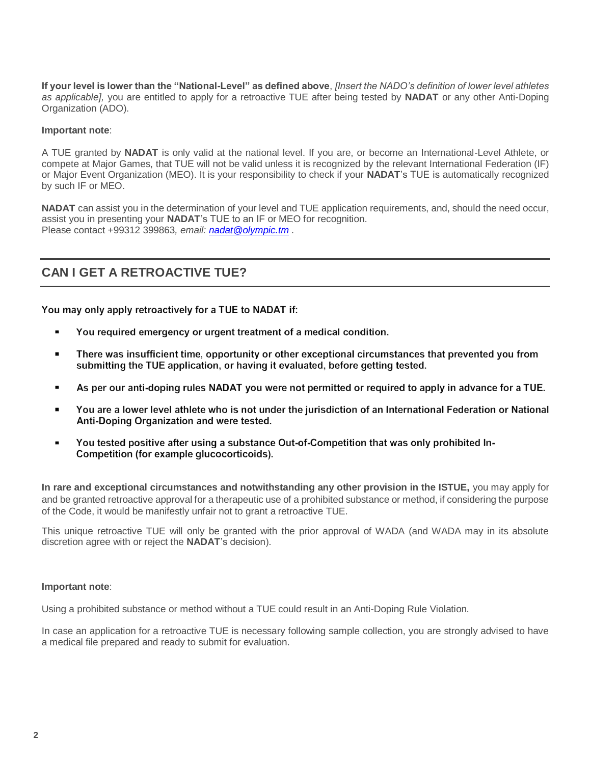**If your level is lower than the "National-Level" as defined above**, *[Insert the NADO's definition of lower level athletes as applicable],* you are entitled to apply for a retroactive TUE after being tested by **NADAT** or any other Anti-Doping Organization (ADO).

**Important note**:

A TUE granted by **NADAT** is only valid at the national level. If you are, or become an International-Level Athlete, or compete at Major Games, that TUE will not be valid unless it is recognized by the relevant International Federation (IF) or Major Event Organization (MEO). It is your responsibility to check if your **NADAT**'s TUE is automatically recognized by such IF or MEO.

**NADAT** can assist you in the determination of your level and TUE application requirements, and, should the need occur, assist you in presenting your **NADAT**'s TUE to an IF or MEO for recognition.
Please contact +99312 399863*, email: [nadat@olympic.tm](mailto:nadat@olympic.tm) .*

## CAN I GET A RETROACTIVE TUE?

**You may only apply retroactively for a TUE to NADAT if:**

- **You required emergency or urgent treatment of a medical condition.**
- **There was insufficient time, opportunity or other exceptional circumstances that prevented you from submitting the TUE application, or having it evaluated, before getting tested.**
- **As per our anti-doping rules NADAT you were not permitted or required to apply in advance for a TUE.**
- **You are a lower level athlete who is not under the jurisdiction of an International Federation or National Anti-Doping Organization and were tested.**
- **You tested positive after using a substance Out-of-Competition that was only prohibited In-Competition (for example glucocorticoids).**

**In rare and exceptional circumstances and notwithstanding any other provision in the ISTUE,** you may apply for and be granted retroactive approval for a therapeutic use of a prohibited substance or method, if considering the purpose of the Code, it would be manifestly unfair not to grant a retroactive TUE.

This unique retroactive TUE will only be granted with the prior approval of WADA (and WADA may in its absolute discretion agree with or reject the **NADAT**'s decision).

**Important note**:

Using a prohibited substance or method without a TUE could result in an Anti-Doping Rule Violation.

In case an application for a retroactive TUE is necessary following sample collection, you are strongly advised to have a medical file prepared and ready to submit for evaluation.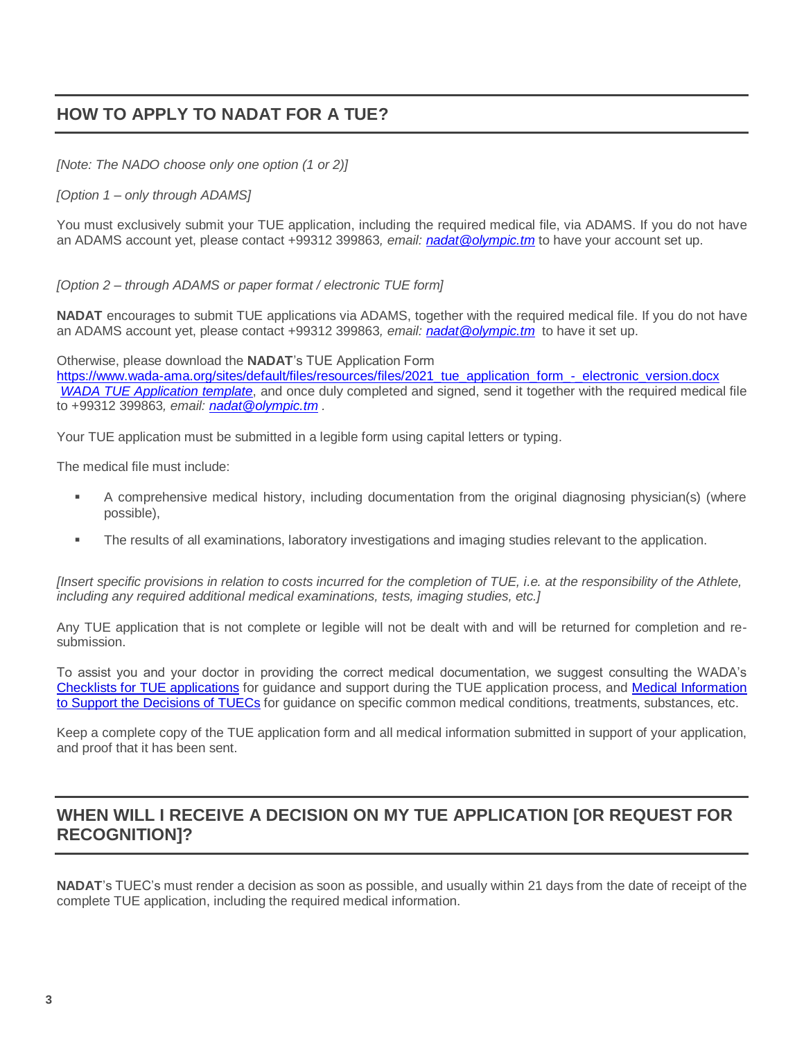## HOW TO APPLY TO NADAT FOR A TUE?

*[Note: The NADO choose only one option (1 or 2)]*

*[Option 1 – only through ADAMS]*

You must exclusively submit your TUE application, including the required medical file, via ADAMS. If you do not have an ADAMS account yet, please contact +99312 399863*, email: [nadat@olympic.tm](mailto:nadat@olympic.tm)* to have your account set up.

*[Option 2 – through ADAMS or paper format / electronic TUE form]*

**NADAT** encourages to submit TUE applications via ADAMS, together with the required medical file. If you do not have an ADAMS account yet, please contact +99312 399863*, email: [nadat@olympic.tm](mailto:nadat@olympic.tm)* to have it set up.

Otherwise, please download the **NADAT**'s TUE Application Form [https://www.wada-ama.org/sites/default/files/resources/files/2021_tue_application_form_-_electronic_version.docx](https://www.wada-ama.org/sites/default/files/resources/files/2021_tue_application_form_-_electronic_version.docx) *[WADA TUE Application template](https://www.wada-ama.org/sites/default/files/resources/files/2021_tue_application_form_-_electronic_version.docx)*, and once duly completed and signed, send it together with the required medical file to +99312 399863*, email: [nadat@olympic.tm](mailto:nadat@olympic.tm)* .

Your TUE application must be submitted in a legible form using capital letters or typing.

The medical file must include:

- A comprehensive medical history, including documentation from the original diagnosing physician(s) (where possible),
- The results of all examinations, laboratory investigations and imaging studies relevant to the application.

*[Insert specific provisions in relation to costs incurred for the completion of TUE, i.e. at the responsibility of the Athlete, including any required additional medical examinations, tests, imaging studies, etc.]*

Any TUE application that is not complete or legible will not be dealt with and will be returned for completion and re-submission.

To assist you and your doctor in providing the correct medical documentation, we suggest consulting the WADA's Checklists for TUE applications for guidance and support during the TUE application process, and Medical Information to Support the Decisions of TUECs for guidance on specific common medical conditions, treatments, substances, etc.

Keep a complete copy of the TUE application form and all medical information submitted in support of your application, and proof that it has been sent.

## WHEN WILL I RECEIVE A DECISION ON MY TUE APPLICATION [OR REQUEST FOR RECOGNITION]?

**NADAT**'s TUEC's must render a decision as soon as possible, and usually within 21 days from the date of receipt of the complete TUE application, including the required medical information.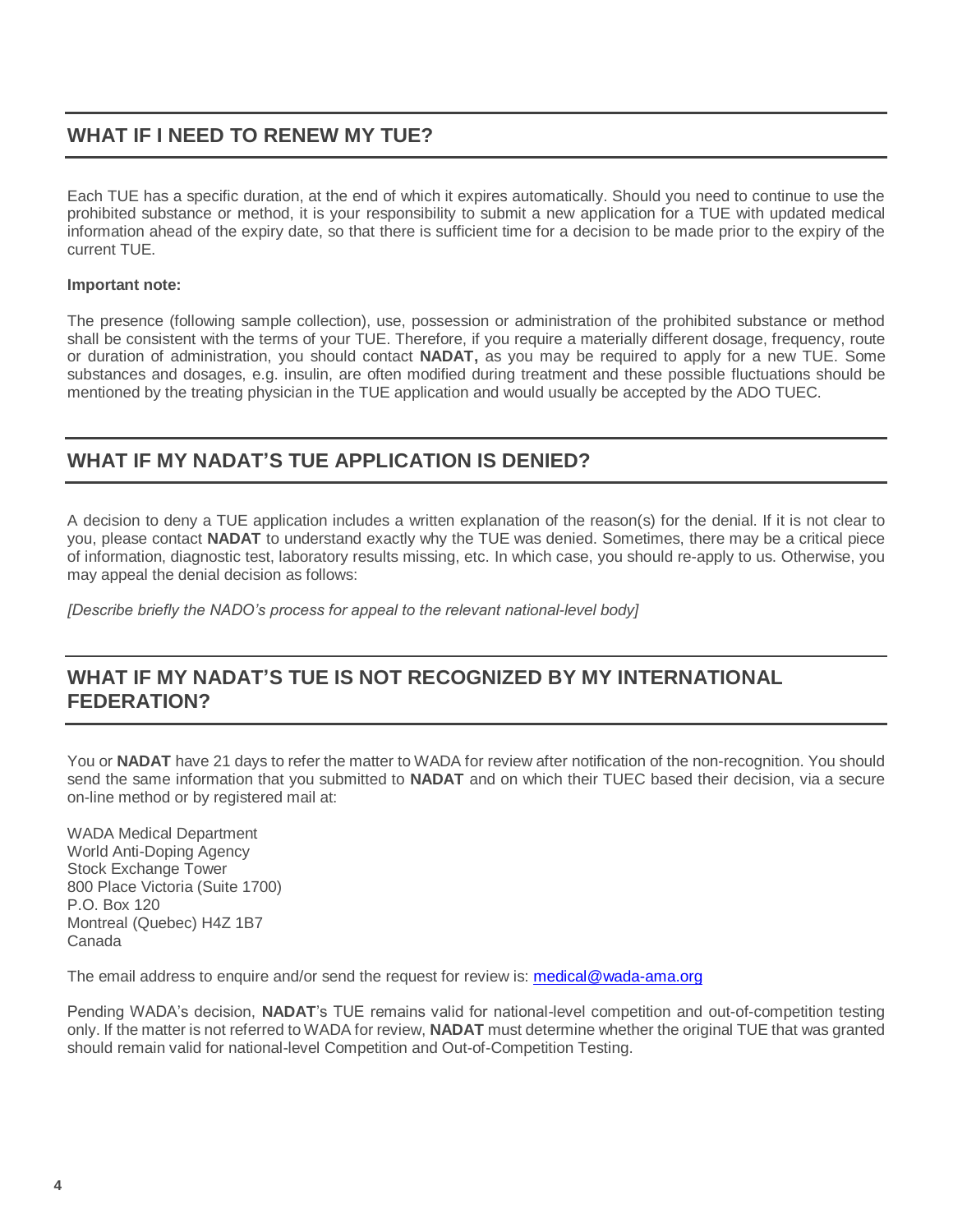## WHAT IF I NEED TO RENEW MY TUE?

Each TUE has a specific duration, at the end of which it expires automatically. Should you need to continue to use the prohibited substance or method, it is your responsibility to submit a new application for a TUE with updated medical information ahead of the expiry date, so that there is sufficient time for a decision to be made prior to the expiry of the current TUE.

**Important note:**

The presence (following sample collection), use, possession or administration of the prohibited substance or method shall be consistent with the terms of your TUE. Therefore, if you require a materially different dosage, frequency, route or duration of administration, you should contact **NADAT,** as you may be required to apply for a new TUE. Some substances and dosages, e.g. insulin, are often modified during treatment and these possible fluctuations should be mentioned by the treating physician in the TUE application and would usually be accepted by the ADO TUEC.

## WHAT IF MY NADAT'S TUE APPLICATION IS DENIED?

A decision to deny a TUE application includes a written explanation of the reason(s) for the denial. If it is not clear to you, please contact **NADAT** to understand exactly why the TUE was denied. Sometimes, there may be a critical piece of information, diagnostic test, laboratory results missing, etc. In which case, you should re-apply to us. Otherwise, you may appeal the denial decision as follows:

*[Describe briefly the NADO's process for appeal to the relevant national-level body]*

## WHAT IF MY NADAT'S TUE IS NOT RECOGNIZED BY MY INTERNATIONAL FEDERATION?

You or **NADAT** have 21 days to refer the matter to WADA for review after notification of the non-recognition. You should send the same information that you submitted to **NADAT** and on which their TUEC based their decision, via a secure on-line method or by registered mail at:

WADA Medical Department
World Anti-Doping Agency
Stock Exchange Tower
800 Place Victoria (Suite 1700)
P.O. Box 120
Montreal (Quebec) H4Z 1B7
Canada

The email address to enquire and/or send the request for review is: medical@wada-ama.org

Pending WADA's decision, **NADAT**'s TUE remains valid for national-level competition and out-of-competition testing only. If the matter is not referred to WADA for review, **NADAT** must determine whether the original TUE that was granted should remain valid for national-level Competition and Out-of-Competition Testing.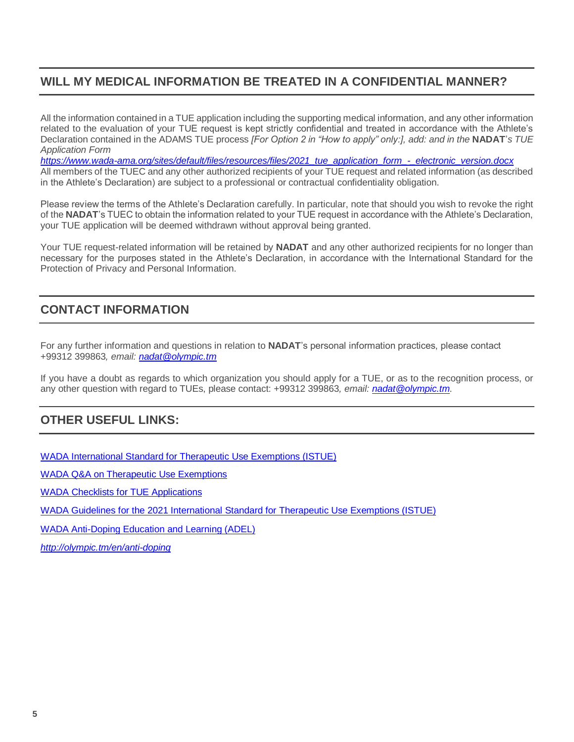## WILL MY MEDICAL INFORMATION BE TREATED IN A CONFIDENTIAL MANNER?

All the information contained in a TUE application including the supporting medical information, and any other information related to the evaluation of your TUE request is kept strictly confidential and treated in accordance with the Athlete's Declaration contained in the ADAMS TUE process *[For Option 2 in "How to apply" only:], add: and in the* **NADAT***'s TUE Application Form*
*https://www.wada-ama.org/sites/default/files/resources/files/2021_tue_application_form_-_electronic_version.docx*
All members of the TUEC and any other authorized recipients of your TUE request and related information (as described in the Athlete's Declaration) are subject to a professional or contractual confidentiality obligation.

Please review the terms of the Athlete's Declaration carefully. In particular, note that should you wish to revoke the right of the **NADAT**'s TUEC to obtain the information related to your TUE request in accordance with the Athlete's Declaration, your TUE application will be deemed withdrawn without approval being granted.

Your TUE request-related information will be retained by **NADAT** and any other authorized recipients for no longer than necessary for the purposes stated in the Athlete's Declaration, in accordance with the International Standard for the Protection of Privacy and Personal Information.

## CONTACT INFORMATION

For any further information and questions in relation to **NADAT**'s personal information practices, please contact +99312 399863*, email: nadat@olympic.tm*

If you have a doubt as regards to which organization you should apply for a TUE, or as to the recognition process, or any other question with regard to TUEs, please contact: +99312 399863*, email: nadat@olympic.tm.*

## OTHER USEFUL LINKS:

WADA International Standard for Therapeutic Use Exemptions (ISTUE)

WADA Q&A on Therapeutic Use Exemptions

WADA Checklists for TUE Applications

WADA Guidelines for the 2021 International Standard for Therapeutic Use Exemptions (ISTUE)

WADA Anti-Doping Education and Learning (ADEL)

*http://olympic.tm/en/anti-doping*